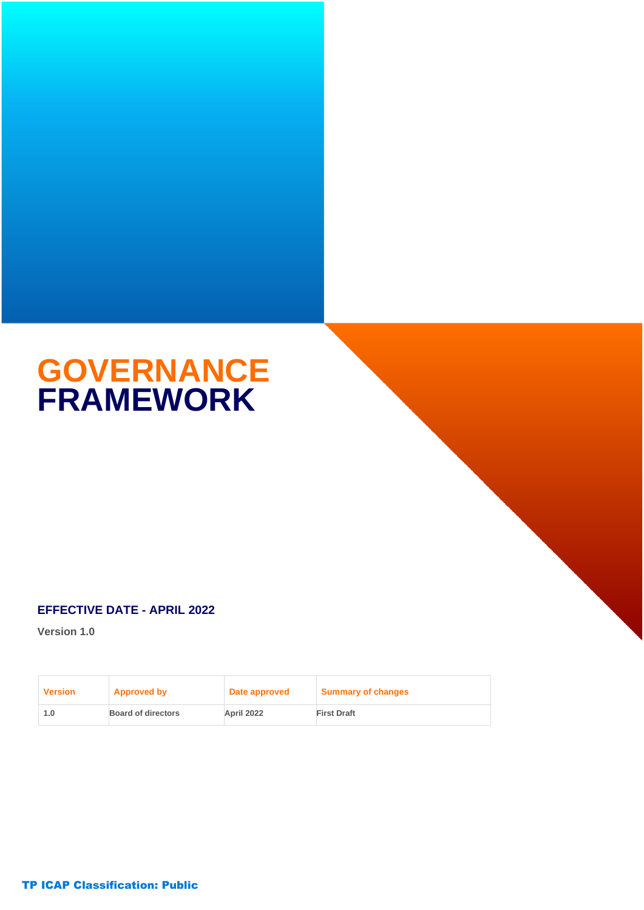# GOVERNANCE FRAMEWORK

**EFFECTIVE DATE - APRIL 2022**

**Version 1.0**

| Version | Approved by | Date approved | Summary of changes |
|---|---|---|---|
| 1.0 | Board of directors | April 2022 | First Draft |

**TP ICAP Classification: Public**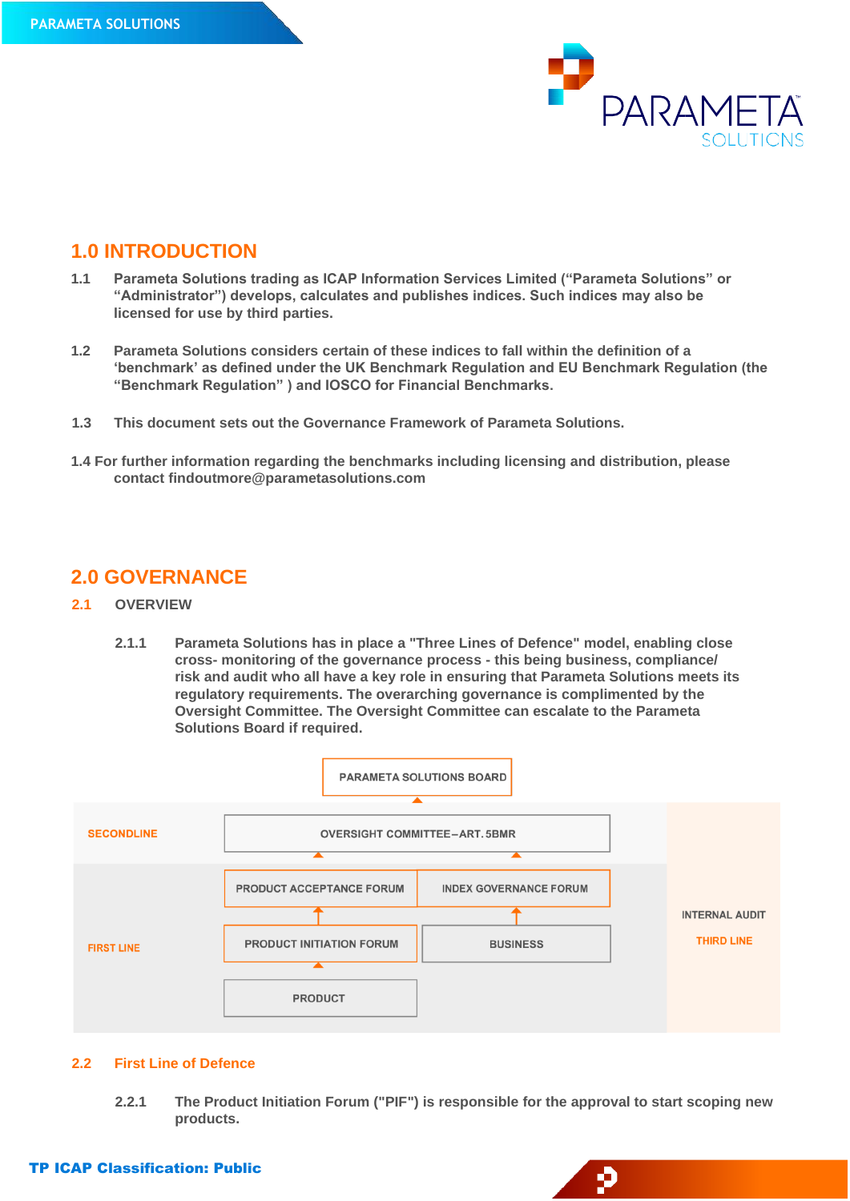## 1.0 INTRODUCTION

1.1 Parameta Solutions trading as ICAP Information Services Limited ("Parameta Solutions" or "Administrator") develops, calculates and publishes indices. Such indices may also be licensed for use by third parties.

1.2 Parameta Solutions considers certain of these indices to fall within the definition of a 'benchmark' as defined under the UK Benchmark Regulation and EU Benchmark Regulation (the "Benchmark Regulation" ) and IOSCO for Financial Benchmarks.

1.3 This document sets out the Governance Framework of Parameta Solutions.

1.4 For further information regarding the benchmarks including licensing and distribution, please contact findoutmore@parametasolutions.com

## 2.0 GOVERNANCE

### 2.1 OVERVIEW

2.1.1 Parameta Solutions has in place a "Three Lines of Defence" model, enabling close cross- monitoring of the governance process - this being business, compliance/ risk and audit who all have a key role in ensuring that Parameta Solutions meets its regulatory requirements. The overarching governance is complimented by the Oversight Committee. The Oversight Committee can escalate to the Parameta Solutions Board if required.

PARAMETA SOLUTIONS BOARD

SECONDLINE: OVERSIGHT COMMITTEE – ART. 5BMR

FIRST LINE: PRODUCT ACCEPTANCE FORUM; INDEX GOVERNANCE FORUM; PRODUCT INITIATION FORUM; BUSINESS; PRODUCT

THIRD LINE: INTERNAL AUDIT

### 2.2 First Line of Defence

2.2.1 The Product Initiation Forum ("PIF") is responsible for the approval to start scoping new products.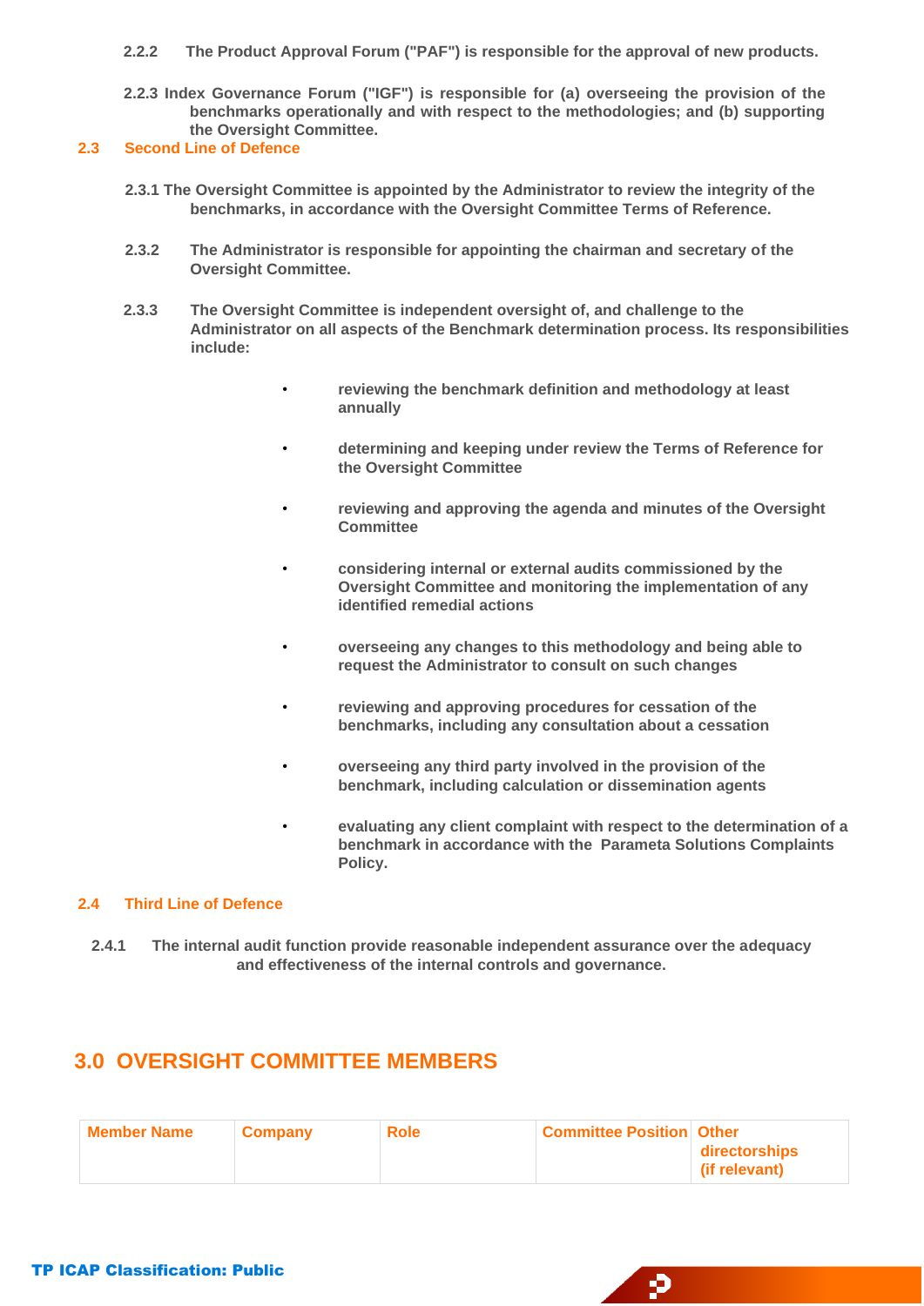**2.2.2 The Product Approval Forum ("PAF") is responsible for the approval of new products.**

**2.2.3 Index Governance Forum ("IGF") is responsible for (a) overseeing the provision of the benchmarks operationally and with respect to the methodologies; and (b) supporting the Oversight Committee.**

## 2.3 Second Line of Defence

**2.3.1 The Oversight Committee is appointed by the Administrator to review the integrity of the benchmarks, in accordance with the Oversight Committee Terms of Reference.**

**2.3.2 The Administrator is responsible for appointing the chairman and secretary of the Oversight Committee.**

**2.3.3 The Oversight Committee is independent oversight of, and challenge to the Administrator on all aspects of the Benchmark determination process. Its responsibilities include:**

- **reviewing the benchmark definition and methodology at least annually**
- **determining and keeping under review the Terms of Reference for the Oversight Committee**
- **reviewing and approving the agenda and minutes of the Oversight Committee**
- **considering internal or external audits commissioned by the Oversight Committee and monitoring the implementation of any identified remedial actions**
- **overseeing any changes to this methodology and being able to request the Administrator to consult on such changes**
- **reviewing and approving procedures for cessation of the benchmarks, including any consultation about a cessation**
- **overseeing any third party involved in the provision of the benchmark, including calculation or dissemination agents**
- **evaluating any client complaint with respect to the determination of a benchmark in accordance with the Parameta Solutions Complaints Policy.**

## 2.4 Third Line of Defence

**2.4.1 The internal audit function provide reasonable independent assurance over the adequacy and effectiveness of the internal controls and governance.**

# 3.0 OVERSIGHT COMMITTEE MEMBERS

| Member Name | Company | Role | Committee Position | Other directorships (if relevant) |
|---|---|---|---|---|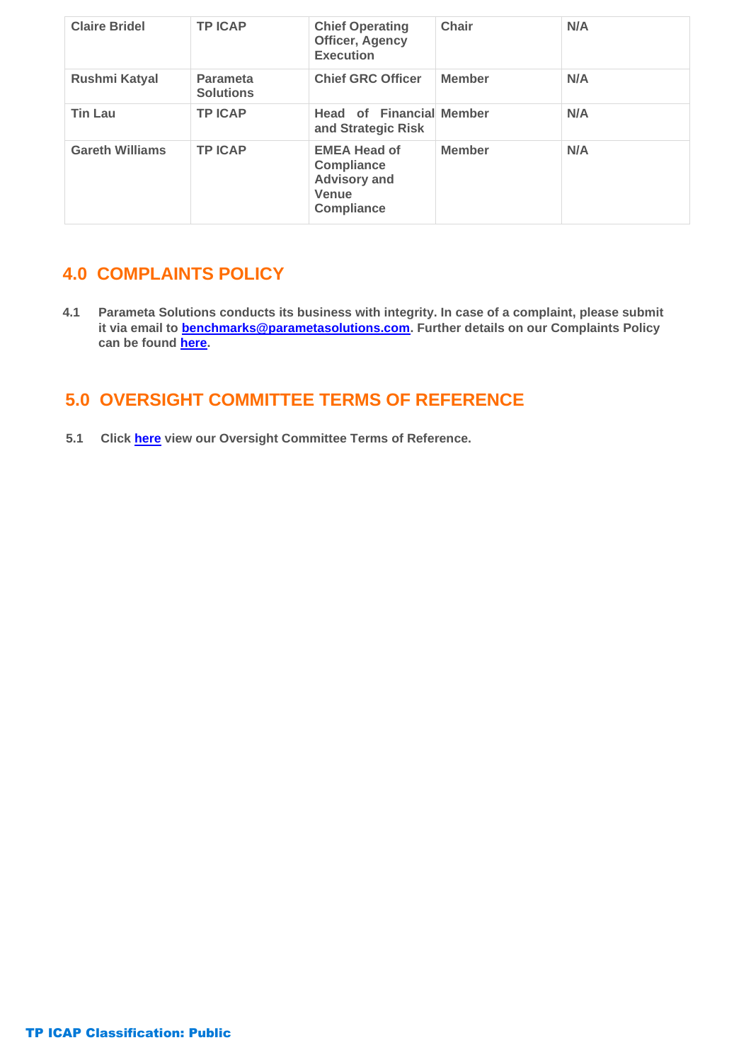| **Claire Bridel** | **TP ICAP** | **Chief Operating Officer, Agency Execution** | **Chair** | **N/A** |
|---|---|---|---|---|
| **Rushmi Katyal** | **Parameta Solutions** | **Chief GRC Officer** | **Member** | **N/A** |
| **Tin Lau** | **TP ICAP** | **Head of Financial and Strategic Risk** | **Member** | **N/A** |
| **Gareth Williams** | **TP ICAP** | **EMEA Head of Compliance Advisory and Venue Compliance** | **Member** | **N/A** |

## 4.0 COMPLAINTS POLICY

**4.1 Parameta Solutions conducts its business with integrity. In case of a complaint, please submit it via email to benchmarks@parametasolutions.com. Further details on our Complaints Policy can be found here.**

## 5.0 OVERSIGHT COMMITTEE TERMS OF REFERENCE

**5.1 Click here view our Oversight Committee Terms of Reference.**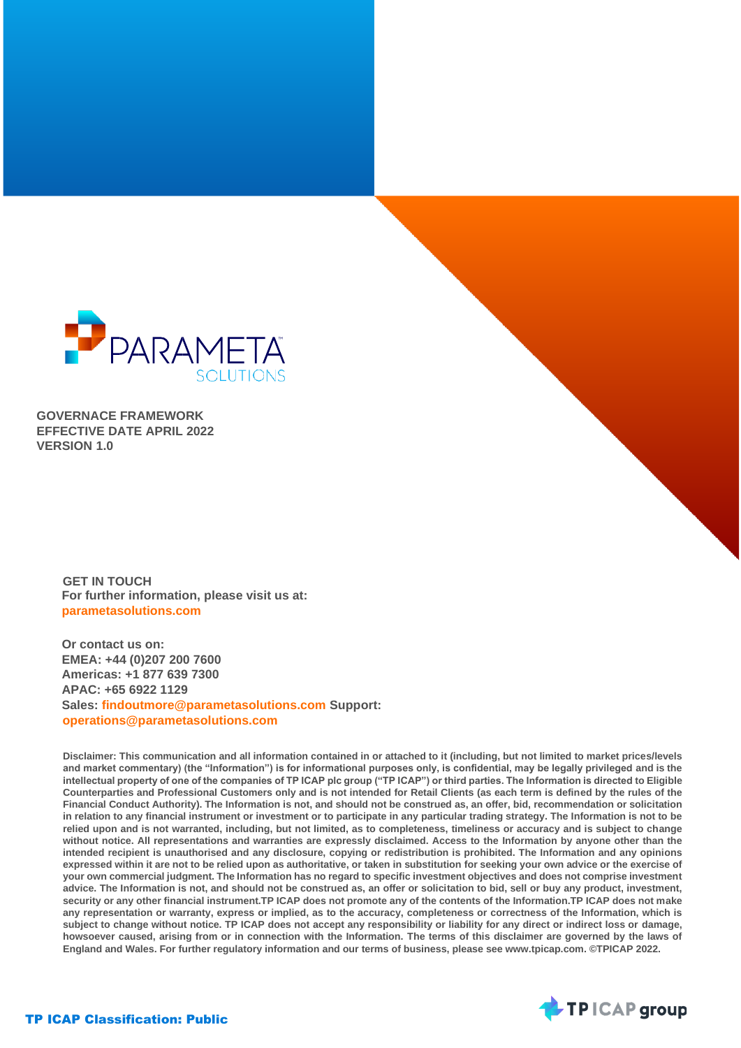PARAMETA
SOLUTIONS

**GOVERNACE FRAMEWORK**
**EFFECTIVE DATE APRIL 2022**
**VERSION 1.0**

**GET IN TOUCH**
**For further information, please visit us at:**
**parametasolutions.com**

**Or contact us on:**
**EMEA: +44 (0)207 200 7600**
**Americas: +1 877 639 7300**
**APAC: +65 6922 1129**
**Sales: findoutmore@parametasolutions.com Support: operations@parametasolutions.com**

**Disclaimer: This communication and all information contained in or attached to it (including, but not limited to market prices/levels and market commentary) (the "Information") is for informational purposes only, is confidential, may be legally privileged and is the intellectual property of one of the companies of TP ICAP plc group ("TP ICAP") or third parties. The Information is directed to Eligible Counterparties and Professional Customers only and is not intended for Retail Clients (as each term is defined by the rules of the Financial Conduct Authority). The Information is not, and should not be construed as, an offer, bid, recommendation or solicitation in relation to any financial instrument or investment or to participate in any particular trading strategy. The Information is not to be relied upon and is not warranted, including, but not limited, as to completeness, timeliness or accuracy and is subject to change without notice. All representations and warranties are expressly disclaimed. Access to the Information by anyone other than the intended recipient is unauthorised and any disclosure, copying or redistribution is prohibited. The Information and any opinions expressed within it are not to be relied upon as authoritative, or taken in substitution for seeking your own advice or the exercise of your own commercial judgment. The Information has no regard to specific investment objectives and does not comprise investment advice. The Information is not, and should not be construed as, an offer or solicitation to bid, sell or buy any product, investment, security or any other financial instrument.TP ICAP does not promote any of the contents of the Information.TP ICAP does not make any representation or warranty, express or implied, as to the accuracy, completeness or correctness of the Information, which is subject to change without notice. TP ICAP does not accept any responsibility or liability for any direct or indirect loss or damage, howsoever caused, arising from or in connection with the Information. The terms of this disclaimer are governed by the laws of England and Wales. For further regulatory information and our terms of business, please see www.tpicap.com. ©TPICAP 2022.**

**TP ICAP Classification: Public**

TP ICAP group